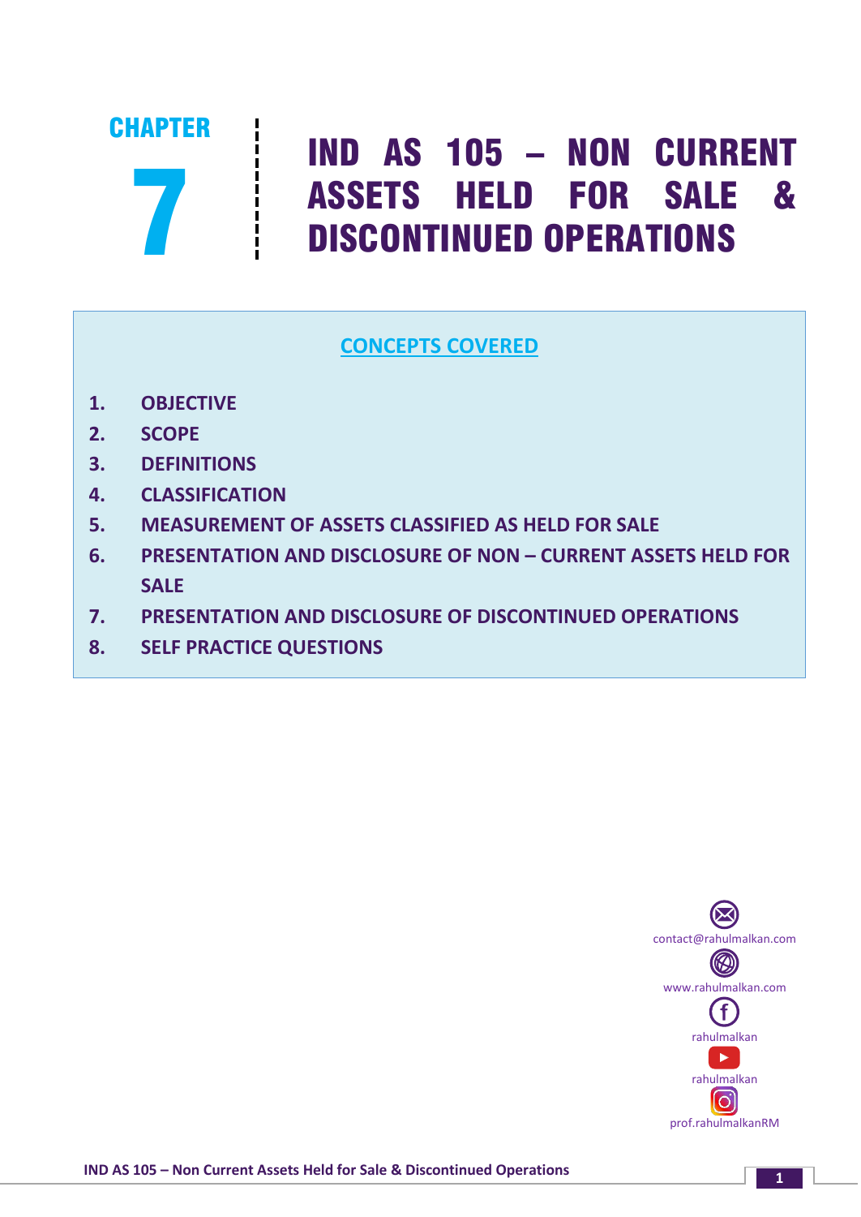# CHAPTER 7

# IND AS 105 – NON CURRENT ASSETS HELD FOR SALE & DISCONTINUED OPERATIONS

## CONCEPTS COVERED

1. OBJECTIVE
2. SCOPE
3. DEFINITIONS
4. CLASSIFICATION
5. MEASUREMENT OF ASSETS CLASSIFIED AS HELD FOR SALE
6. PRESENTATION AND DISCLOSURE OF NON – CURRENT ASSETS HELD FOR SALE
7. PRESENTATION AND DISCLOSURE OF DISCONTINUED OPERATIONS
8. SELF PRACTICE QUESTIONS

contact@rahulmalkan.com
www.rahulmalkan.com
rahulmalkan
rahulmalkan
prof.rahulmalkanRM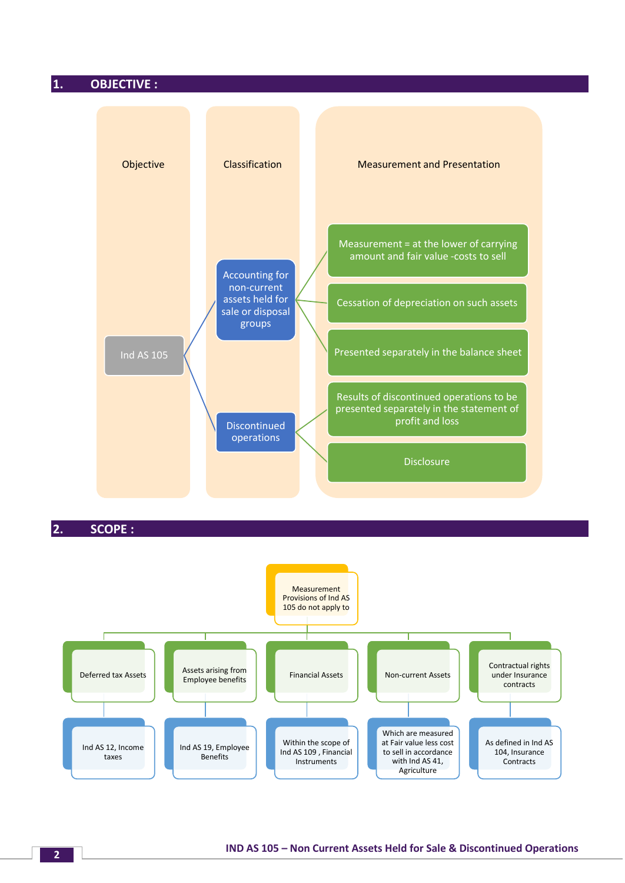## 1. OBJECTIVE :

| Objective | Classification | Measurement and Presentation |
|---|---|---|
| Ind AS 105 | Accounting for non-current assets held for sale or disposal groups | Measurement = at the lower of carrying amount and fair value -costs to sell |
| | | Cessation of depreciation on such assets |
| | | Presented separately in the balance sheet |
| | Discontinued operations | Results of discontinued operations to be presented separately in the statement of profit and loss |
| | | Disclosure |

## 2. SCOPE :

**Measurement Provisions of Ind AS 105 do not apply to**

| Item | Reference |
|---|---|
| Deferred tax Assets | Ind AS 12, Income taxes |
| Assets arising from Employee benefits | Ind AS 19, Employee Benefits |
| Financial Assets | Within the scope of Ind AS 109 , Financial Instruments |
| Non-current Assets | Which are measured at Fair value less cost to sell in accordance with Ind AS 41, Agriculture |
| Contractual rights under Insurance contracts | As defined in Ind AS 104, Insurance Contracts |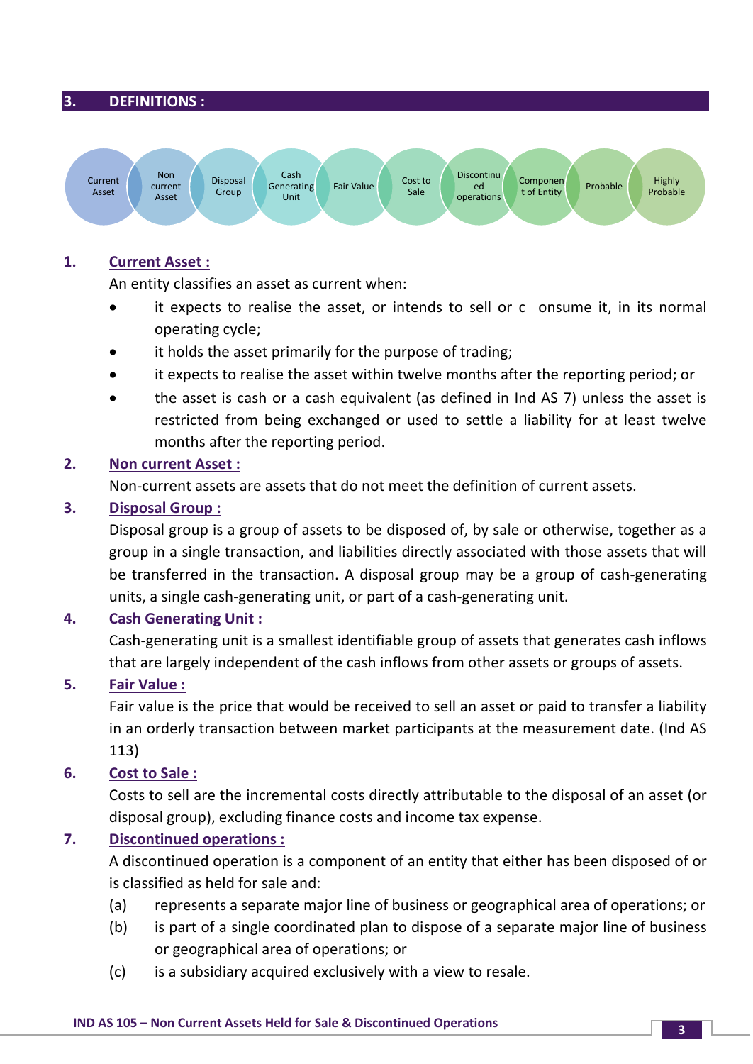## 3. DEFINITIONS :

Current Asset | Non current Asset | Disposal Group | Cash Generating Unit | Fair Value | Cost to Sale | Discontinued operations | Component of Entity | Probable | Highly Probable

1. **Current Asset :**

   An entity classifies an asset as current when:

   - it expects to realise the asset, or intends to sell or c onsume it, in its normal operating cycle;
   - it holds the asset primarily for the purpose of trading;
   - it expects to realise the asset within twelve months after the reporting period; or
   - the asset is cash or a cash equivalent (as defined in Ind AS 7) unless the asset is restricted from being exchanged or used to settle a liability for at least twelve months after the reporting period.

2. **Non current Asset :**

   Non-current assets are assets that do not meet the definition of current assets.

3. **Disposal Group :**

   Disposal group is a group of assets to be disposed of, by sale or otherwise, together as a group in a single transaction, and liabilities directly associated with those assets that will be transferred in the transaction. A disposal group may be a group of cash-generating units, a single cash-generating unit, or part of a cash-generating unit.

4. **Cash Generating Unit :**

   Cash-generating unit is a smallest identifiable group of assets that generates cash inflows that are largely independent of the cash inflows from other assets or groups of assets.

5. **Fair Value :**

   Fair value is the price that would be received to sell an asset or paid to transfer a liability in an orderly transaction between market participants at the measurement date. (Ind AS 113)

6. **Cost to Sale :**

   Costs to sell are the incremental costs directly attributable to the disposal of an asset (or disposal group), excluding finance costs and income tax expense.

7. **Discontinued operations :**

   A discontinued operation is a component of an entity that either has been disposed of or is classified as held for sale and:

   (a) represents a separate major line of business or geographical area of operations; or

   (b) is part of a single coordinated plan to dispose of a separate major line of business or geographical area of operations; or

   (c) is a subsidiary acquired exclusively with a view to resale.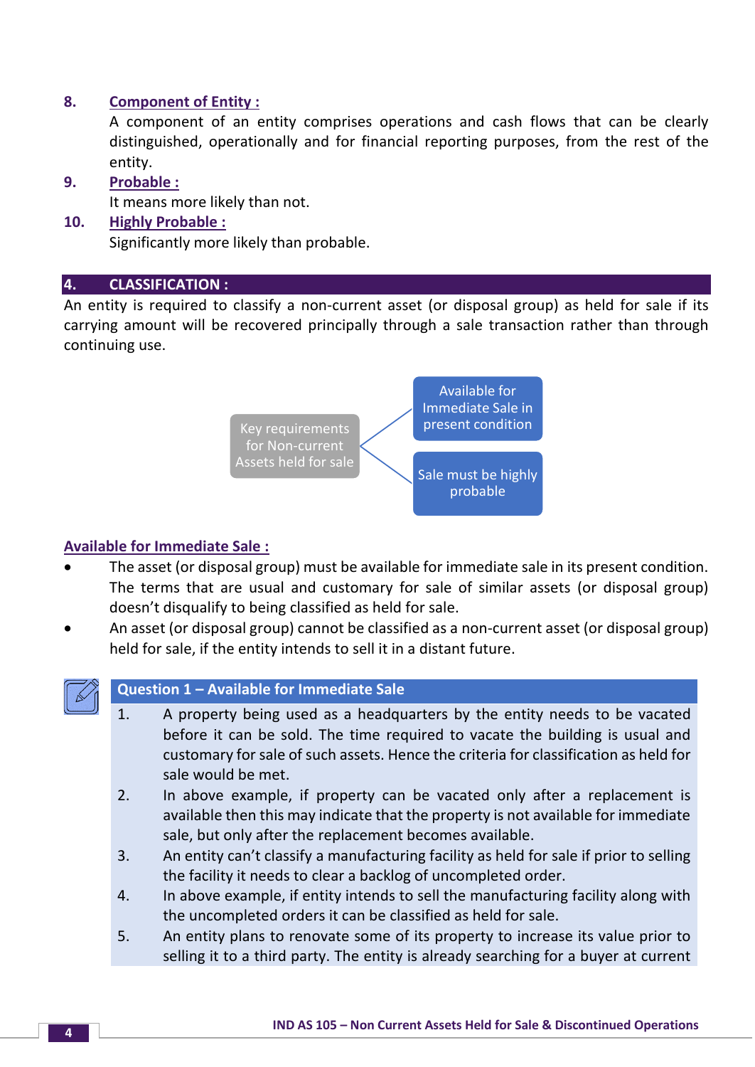8. **Component of Entity :**

   A component of an entity comprises operations and cash flows that can be clearly distinguished, operationally and for financial reporting purposes, from the rest of the entity.

9. **Probable :**

   It means more likely than not.

10. **Highly Probable :**

    Significantly more likely than probable.

## 4. CLASSIFICATION :

An entity is required to classify a non-current asset (or disposal group) as held for sale if its carrying amount will be recovered principally through a sale transaction rather than through continuing use.

Key requirements for Non-current Assets held for sale
- Available for Immediate Sale in present condition
- Sale must be highly probable

**Available for Immediate Sale :**

- The asset (or disposal group) must be available for immediate sale in its present condition. The terms that are usual and customary for sale of similar assets (or disposal group) doesn't disqualify to being classified as held for sale.
- An asset (or disposal group) cannot be classified as a non-current asset (or disposal group) held for sale, if the entity intends to sell it in a distant future.

**Question 1 – Available for Immediate Sale**

1. A property being used as a headquarters by the entity needs to be vacated before it can be sold. The time required to vacate the building is usual and customary for sale of such assets. Hence the criteria for classification as held for sale would be met.
2. In above example, if property can be vacated only after a replacement is available then this may indicate that the property is not available for immediate sale, but only after the replacement becomes available.
3. An entity can't classify a manufacturing facility as held for sale if prior to selling the facility it needs to clear a backlog of uncompleted order.
4. In above example, if entity intends to sell the manufacturing facility along with the uncompleted orders it can be classified as held for sale.
5. An entity plans to renovate some of its property to increase its value prior to selling it to a third party. The entity is already searching for a buyer at current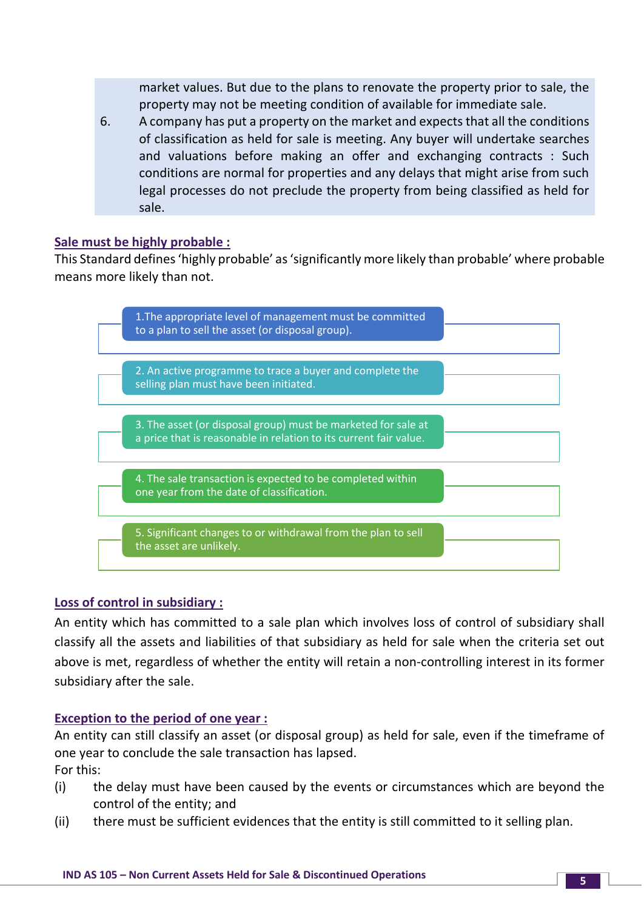market values. But due to the plans to renovate the property prior to sale, the property may not be meeting condition of available for immediate sale.

6. A company has put a property on the market and expects that all the conditions of classification as held for sale is meeting. Any buyer will undertake searches and valuations before making an offer and exchanging contracts : Such conditions are normal for properties and any delays that might arise from such legal processes do not preclude the property from being classified as held for sale.

**Sale must be highly probable :**

This Standard defines 'highly probable' as 'significantly more likely than probable' where probable means more likely than not.

1. The appropriate level of management must be committed to a plan to sell the asset (or disposal group).
2. An active programme to trace a buyer and complete the selling plan must have been initiated.
3. The asset (or disposal group) must be marketed for sale at a price that is reasonable in relation to its current fair value.
4. The sale transaction is expected to be completed within one year from the date of classification.
5. Significant changes to or withdrawal from the plan to sell the asset are unlikely.

**Loss of control in subsidiary :**

An entity which has committed to a sale plan which involves loss of control of subsidiary shall classify all the assets and liabilities of that subsidiary as held for sale when the criteria set out above is met, regardless of whether the entity will retain a non-controlling interest in its former subsidiary after the sale.

**Exception to the period of one year :**

An entity can still classify an asset (or disposal group) as held for sale, even if the timeframe of one year to conclude the sale transaction has lapsed.

For this:

(i) the delay must have been caused by the events or circumstances which are beyond the control of the entity; and

(ii) there must be sufficient evidences that the entity is still committed to it selling plan.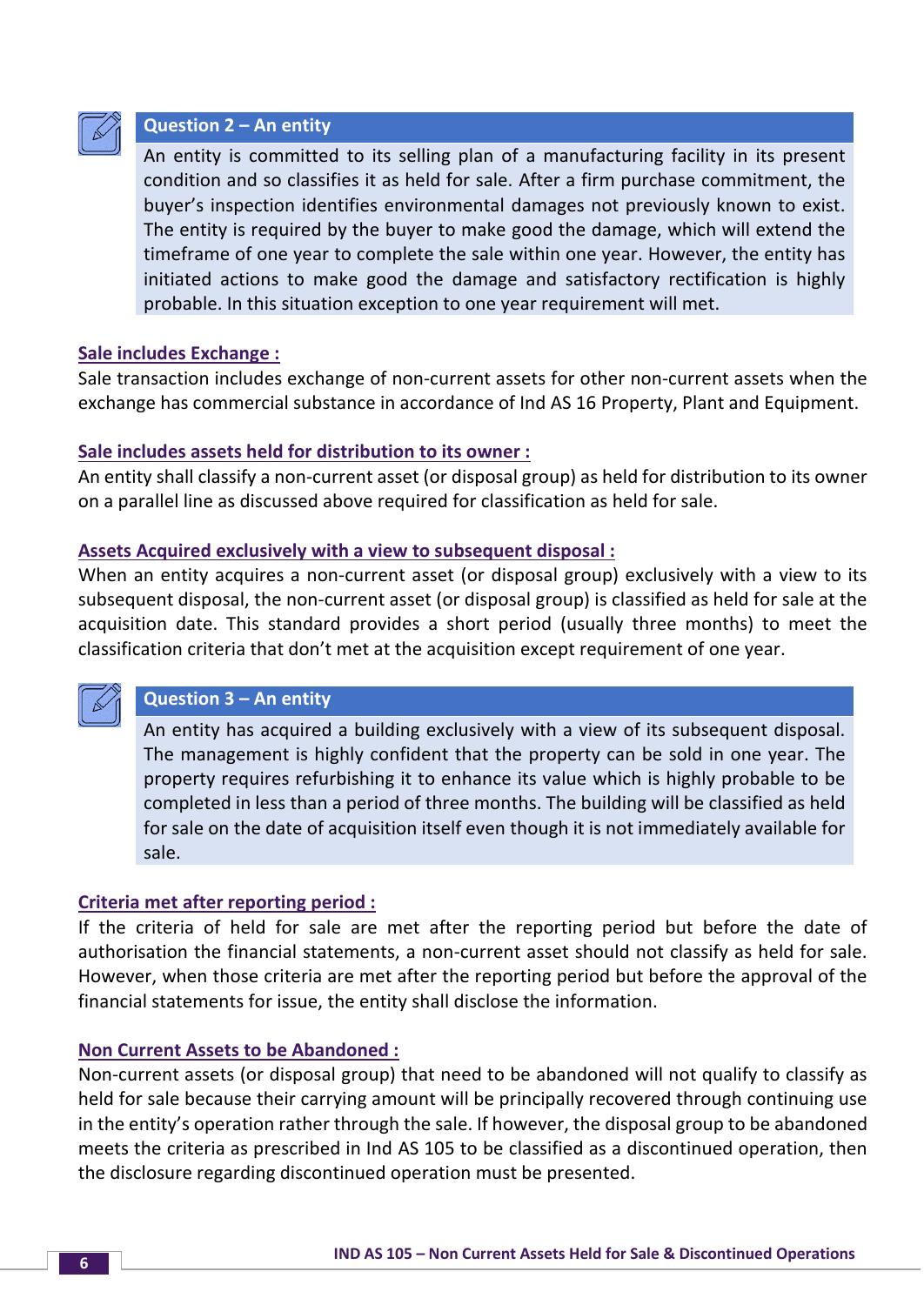### Question 2 – An entity

An entity is committed to its selling plan of a manufacturing facility in its present condition and so classifies it as held for sale. After a firm purchase commitment, the buyer's inspection identifies environmental damages not previously known to exist. The entity is required by the buyer to make good the damage, which will extend the timeframe of one year to complete the sale within one year. However, the entity has initiated actions to make good the damage and satisfactory rectification is highly probable. In this situation exception to one year requirement will met.

**Sale includes Exchange :**

Sale transaction includes exchange of non-current assets for other non-current assets when the exchange has commercial substance in accordance of Ind AS 16 Property, Plant and Equipment.

**Sale includes assets held for distribution to its owner :**

An entity shall classify a non-current asset (or disposal group) as held for distribution to its owner on a parallel line as discussed above required for classification as held for sale.

**Assets Acquired exclusively with a view to subsequent disposal :**

When an entity acquires a non-current asset (or disposal group) exclusively with a view to its subsequent disposal, the non-current asset (or disposal group) is classified as held for sale at the acquisition date. This standard provides a short period (usually three months) to meet the classification criteria that don't met at the acquisition except requirement of one year.

### Question 3 – An entity

An entity has acquired a building exclusively with a view of its subsequent disposal. The management is highly confident that the property can be sold in one year. The property requires refurbishing it to enhance its value which is highly probable to be completed in less than a period of three months. The building will be classified as held for sale on the date of acquisition itself even though it is not immediately available for sale.

**Criteria met after reporting period :**

If the criteria of held for sale are met after the reporting period but before the date of authorisation the financial statements, a non-current asset should not classify as held for sale. However, when those criteria are met after the reporting period but before the approval of the financial statements for issue, the entity shall disclose the information.

**Non Current Assets to be Abandoned :**

Non-current assets (or disposal group) that need to be abandoned will not qualify to classify as held for sale because their carrying amount will be principally recovered through continuing use in the entity's operation rather through the sale. If however, the disposal group to be abandoned meets the criteria as prescribed in Ind AS 105 to be classified as a discontinued operation, then the disclosure regarding discontinued operation must be presented.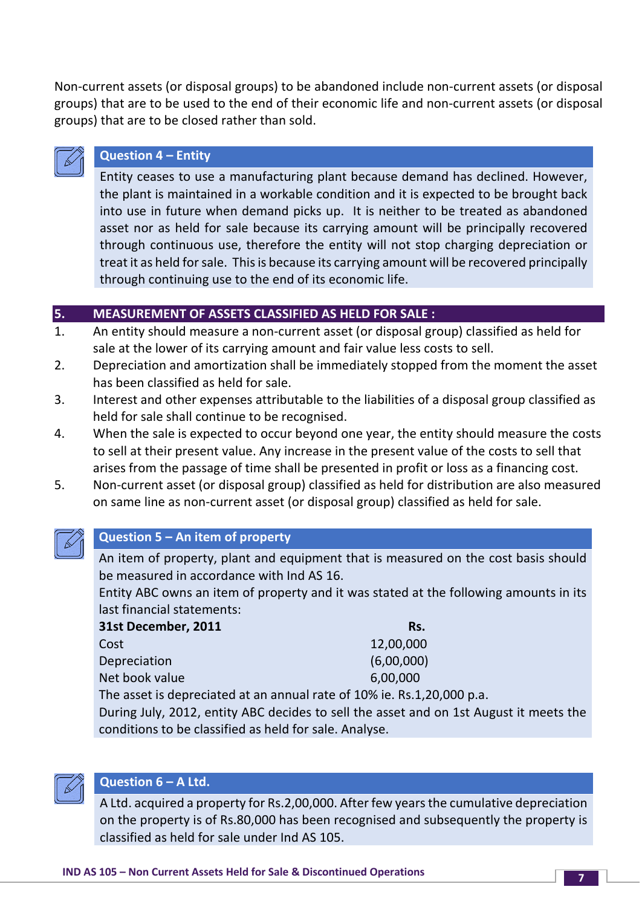Non-current assets (or disposal groups) to be abandoned include non-current assets (or disposal groups) that are to be used to the end of their economic life and non-current assets (or disposal groups) that are to be closed rather than sold.

### Question 4 – Entity

Entity ceases to use a manufacturing plant because demand has declined. However, the plant is maintained in a workable condition and it is expected to be brought back into use in future when demand picks up. It is neither to be treated as abandoned asset nor as held for sale because its carrying amount will be principally recovered through continuous use, therefore the entity will not stop charging depreciation or treat it as held for sale. This is because its carrying amount will be recovered principally through continuing use to the end of its economic life.

## 5. MEASUREMENT OF ASSETS CLASSIFIED AS HELD FOR SALE :

1. An entity should measure a non-current asset (or disposal group) classified as held for sale at the lower of its carrying amount and fair value less costs to sell.
2. Depreciation and amortization shall be immediately stopped from the moment the asset has been classified as held for sale.
3. Interest and other expenses attributable to the liabilities of a disposal group classified as held for sale shall continue to be recognised.
4. When the sale is expected to occur beyond one year, the entity should measure the costs to sell at their present value. Any increase in the present value of the costs to sell that arises from the passage of time shall be presented in profit or loss as a financing cost.
5. Non-current asset (or disposal group) classified as held for distribution are also measured on same line as non-current asset (or disposal group) classified as held for sale.

### Question 5 – An item of property

An item of property, plant and equipment that is measured on the cost basis should be measured in accordance with Ind AS 16.

Entity ABC owns an item of property and it was stated at the following amounts in its last financial statements:

| **31st December, 2011** | **Rs.** |
|---|---|
| Cost | 12,00,000 |
| Depreciation | (6,00,000) |
| Net book value | 6,00,000 |

The asset is depreciated at an annual rate of 10% ie. Rs.1,20,000 p.a.

During July, 2012, entity ABC decides to sell the asset and on 1st August it meets the conditions to be classified as held for sale. Analyse.

### Question 6 – A Ltd.

A Ltd. acquired a property for Rs.2,00,000. After few years the cumulative depreciation on the property is of Rs.80,000 has been recognised and subsequently the property is classified as held for sale under Ind AS 105.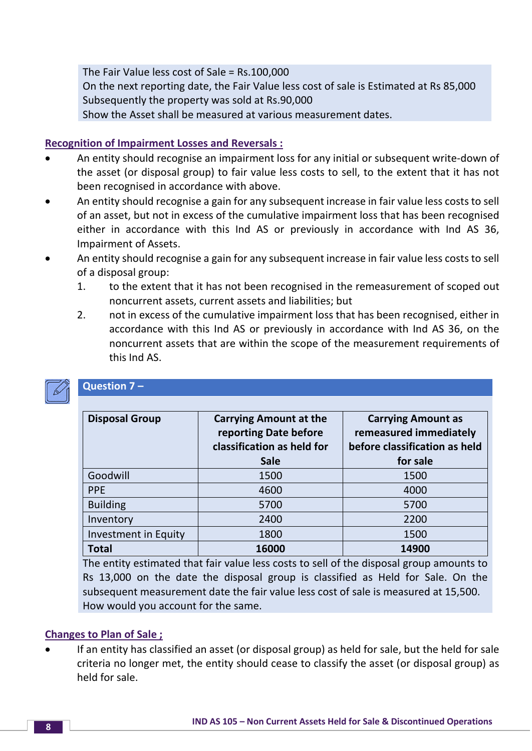The Fair Value less cost of Sale = Rs.100,000
On the next reporting date, the Fair Value less cost of sale is Estimated at Rs 85,000
Subsequently the property was sold at Rs.90,000
Show the Asset shall be measured at various measurement dates.

**Recognition of Impairment Losses and Reversals :**

- An entity should recognise an impairment loss for any initial or subsequent write-down of the asset (or disposal group) to fair value less costs to sell, to the extent that it has not been recognised in accordance with above.
- An entity should recognise a gain for any subsequent increase in fair value less costs to sell of an asset, but not in excess of the cumulative impairment loss that has been recognised either in accordance with this Ind AS or previously in accordance with Ind AS 36, Impairment of Assets.
- An entity should recognise a gain for any subsequent increase in fair value less costs to sell of a disposal group:
    1. to the extent that it has not been recognised in the remeasurement of scoped out noncurrent assets, current assets and liabilities; but
    2. not in excess of the cumulative impairment loss that has been recognised, either in accordance with this Ind AS or previously in accordance with Ind AS 36, on the noncurrent assets that are within the scope of the measurement requirements of this Ind AS.

**Question 7 –**

| Disposal Group | Carrying Amount at the reporting Date before classification as held for Sale | Carrying Amount as remeasured immediately before classification as held for sale |
|---|---|---|
| Goodwill | 1500 | 1500 |
| PPE | 4600 | 4000 |
| Building | 5700 | 5700 |
| Inventory | 2400 | 2200 |
| Investment in Equity | 1800 | 1500 |
| **Total** | **16000** | **14900** |

The entity estimated that fair value less costs to sell of the disposal group amounts to Rs 13,000 on the date the disposal group is classified as Held for Sale. On the subsequent measurement date the fair value less cost of sale is measured at 15,500. How would you account for the same.

**Changes to Plan of Sale ;**

- If an entity has classified an asset (or disposal group) as held for sale, but the held for sale criteria no longer met, the entity should cease to classify the asset (or disposal group) as held for sale.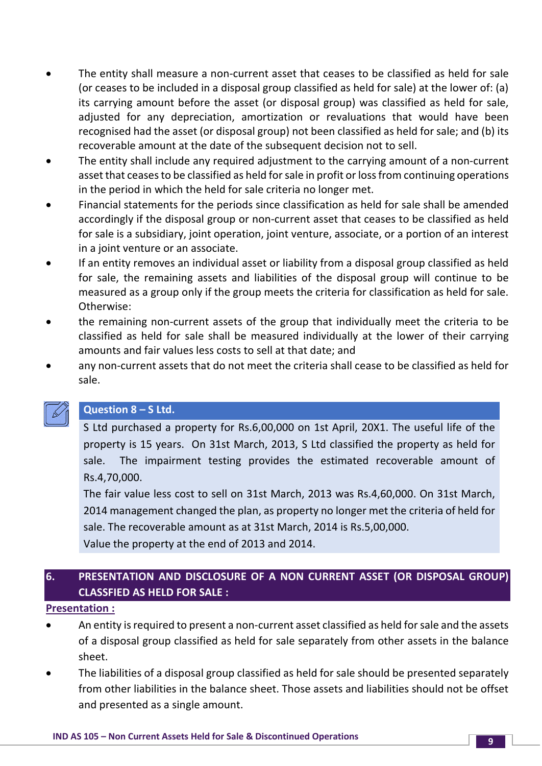- The entity shall measure a non-current asset that ceases to be classified as held for sale (or ceases to be included in a disposal group classified as held for sale) at the lower of: (a) its carrying amount before the asset (or disposal group) was classified as held for sale, adjusted for any depreciation, amortization or revaluations that would have been recognised had the asset (or disposal group) not been classified as held for sale; and (b) its recoverable amount at the date of the subsequent decision not to sell.
- The entity shall include any required adjustment to the carrying amount of a non-current asset that ceases to be classified as held for sale in profit or loss from continuing operations in the period in which the held for sale criteria no longer met.
- Financial statements for the periods since classification as held for sale shall be amended accordingly if the disposal group or non-current asset that ceases to be classified as held for sale is a subsidiary, joint operation, joint venture, associate, or a portion of an interest in a joint venture or an associate.
- If an entity removes an individual asset or liability from a disposal group classified as held for sale, the remaining assets and liabilities of the disposal group will continue to be measured as a group only if the group meets the criteria for classification as held for sale. Otherwise:
- the remaining non-current assets of the group that individually meet the criteria to be classified as held for sale shall be measured individually at the lower of their carrying amounts and fair values less costs to sell at that date; and
- any non-current assets that do not meet the criteria shall cease to be classified as held for sale.

**Question 8 – S Ltd.**

S Ltd purchased a property for Rs.6,00,000 on 1st April, 20X1. The useful life of the property is 15 years. On 31st March, 2013, S Ltd classified the property as held for sale. The impairment testing provides the estimated recoverable amount of Rs.4,70,000.

The fair value less cost to sell on 31st March, 2013 was Rs.4,60,000. On 31st March, 2014 management changed the plan, as property no longer met the criteria of held for sale. The recoverable amount as at 31st March, 2014 is Rs.5,00,000.

Value the property at the end of 2013 and 2014.

## 6. PRESENTATION AND DISCLOSURE OF A NON CURRENT ASSET (OR DISPOSAL GROUP) CLASSFIED AS HELD FOR SALE :

**Presentation :**

- An entity is required to present a non-current asset classified as held for sale and the assets of a disposal group classified as held for sale separately from other assets in the balance sheet.
- The liabilities of a disposal group classified as held for sale should be presented separately from other liabilities in the balance sheet. Those assets and liabilities should not be offset and presented as a single amount.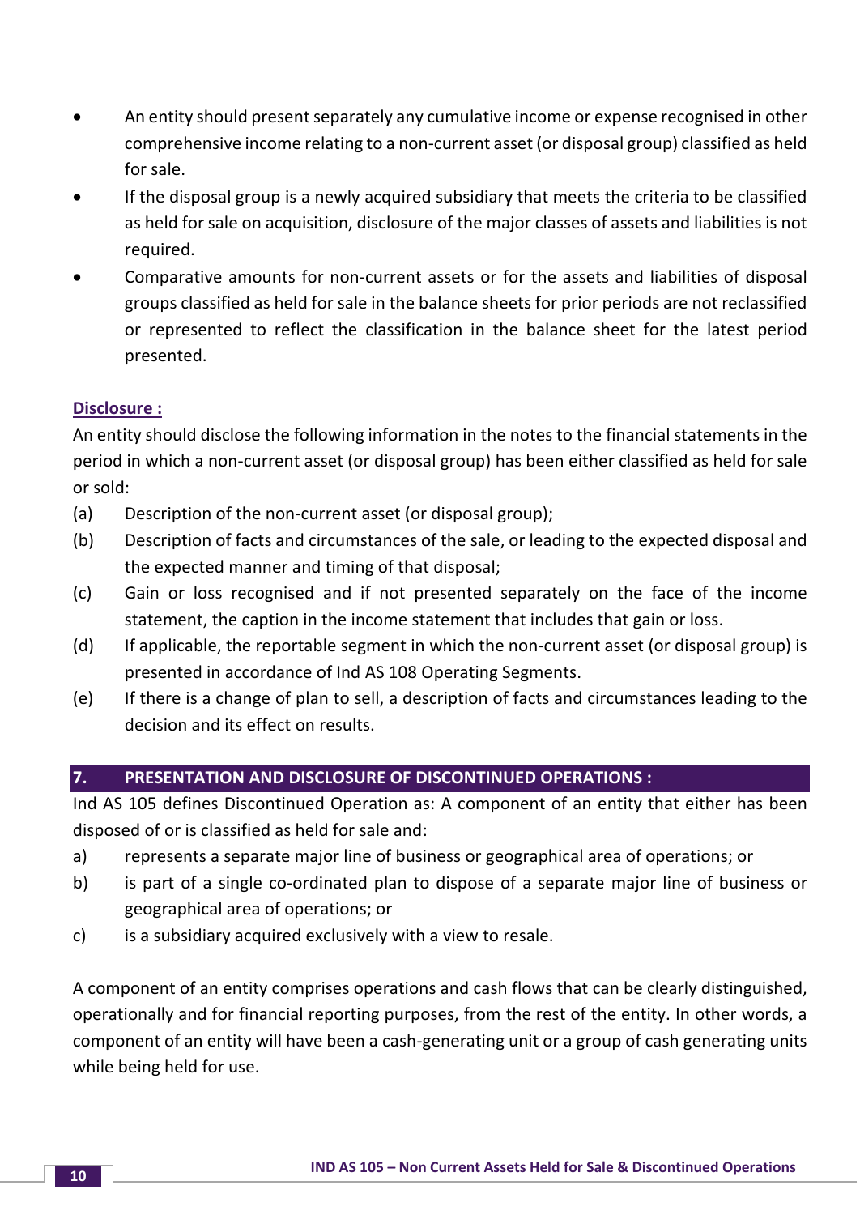- An entity should present separately any cumulative income or expense recognised in other comprehensive income relating to a non-current asset (or disposal group) classified as held for sale.
- If the disposal group is a newly acquired subsidiary that meets the criteria to be classified as held for sale on acquisition, disclosure of the major classes of assets and liabilities is not required.
- Comparative amounts for non-current assets or for the assets and liabilities of disposal groups classified as held for sale in the balance sheets for prior periods are not reclassified or represented to reflect the classification in the balance sheet for the latest period presented.

**Disclosure :**

An entity should disclose the following information in the notes to the financial statements in the period in which a non-current asset (or disposal group) has been either classified as held for sale or sold:

(a) Description of the non-current asset (or disposal group);

(b) Description of facts and circumstances of the sale, or leading to the expected disposal and the expected manner and timing of that disposal;

(c) Gain or loss recognised and if not presented separately on the face of the income statement, the caption in the income statement that includes that gain or loss.

(d) If applicable, the reportable segment in which the non-current asset (or disposal group) is presented in accordance of Ind AS 108 Operating Segments.

(e) If there is a change of plan to sell, a description of facts and circumstances leading to the decision and its effect on results.

## 7. PRESENTATION AND DISCLOSURE OF DISCONTINUED OPERATIONS :

Ind AS 105 defines Discontinued Operation as: A component of an entity that either has been disposed of or is classified as held for sale and:

a) represents a separate major line of business or geographical area of operations; or

b) is part of a single co-ordinated plan to dispose of a separate major line of business or geographical area of operations; or

c) is a subsidiary acquired exclusively with a view to resale.

A component of an entity comprises operations and cash flows that can be clearly distinguished, operationally and for financial reporting purposes, from the rest of the entity. In other words, a component of an entity will have been a cash-generating unit or a group of cash generating units while being held for use.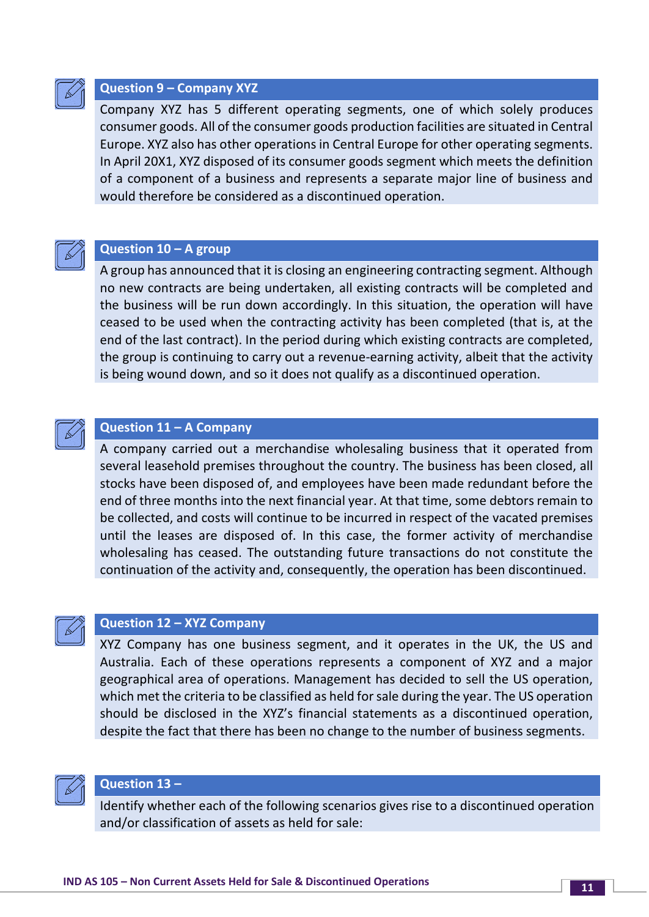### Question 9 – Company XYZ

Company XYZ has 5 different operating segments, one of which solely produces consumer goods. All of the consumer goods production facilities are situated in Central Europe. XYZ also has other operations in Central Europe for other operating segments. In April 20X1, XYZ disposed of its consumer goods segment which meets the definition of a component of a business and represents a separate major line of business and would therefore be considered as a discontinued operation.

### Question 10 – A group

A group has announced that it is closing an engineering contracting segment. Although no new contracts are being undertaken, all existing contracts will be completed and the business will be run down accordingly. In this situation, the operation will have ceased to be used when the contracting activity has been completed (that is, at the end of the last contract). In the period during which existing contracts are completed, the group is continuing to carry out a revenue-earning activity, albeit that the activity is being wound down, and so it does not qualify as a discontinued operation.

### Question 11 – A Company

A company carried out a merchandise wholesaling business that it operated from several leasehold premises throughout the country. The business has been closed, all stocks have been disposed of, and employees have been made redundant before the end of three months into the next financial year. At that time, some debtors remain to be collected, and costs will continue to be incurred in respect of the vacated premises until the leases are disposed of. In this case, the former activity of merchandise wholesaling has ceased. The outstanding future transactions do not constitute the continuation of the activity and, consequently, the operation has been discontinued.

### Question 12 – XYZ Company

XYZ Company has one business segment, and it operates in the UK, the US and Australia. Each of these operations represents a component of XYZ and a major geographical area of operations. Management has decided to sell the US operation, which met the criteria to be classified as held for sale during the year. The US operation should be disclosed in the XYZ's financial statements as a discontinued operation, despite the fact that there has been no change to the number of business segments.

### Question 13 –

Identify whether each of the following scenarios gives rise to a discontinued operation and/or classification of assets as held for sale: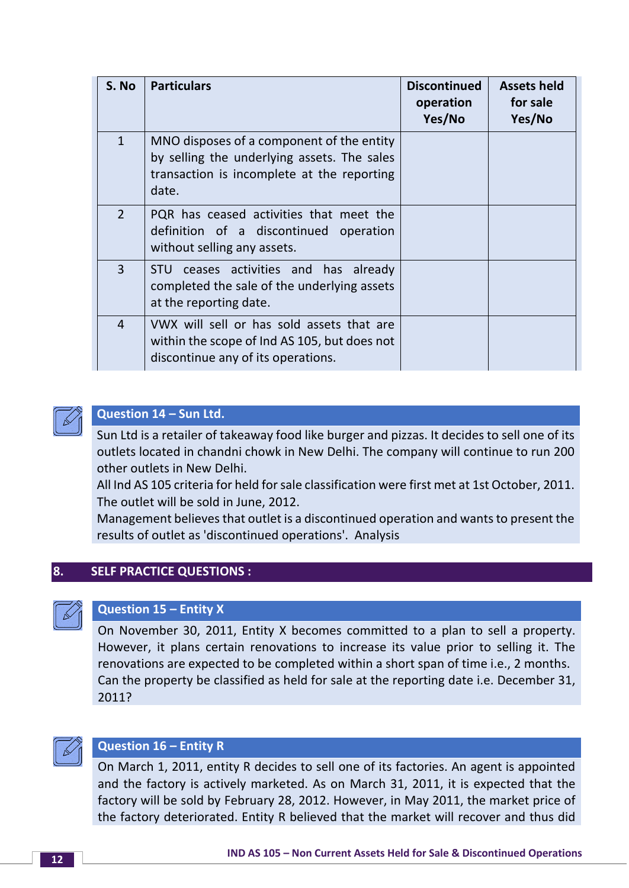| S. No | Particulars | Discontinued operation Yes/No | Assets held for sale Yes/No |
|---|---|---|---|
| 1 | MNO disposes of a component of the entity by selling the underlying assets. The sales transaction is incomplete at the reporting date. | | |
| 2 | PQR has ceased activities that meet the definition of a discontinued operation without selling any assets. | | |
| 3 | STU ceases activities and has already completed the sale of the underlying assets at the reporting date. | | |
| 4 | VWX will sell or has sold assets that are within the scope of Ind AS 105, but does not discontinue any of its operations. | | |

### Question 14 – Sun Ltd.

Sun Ltd is a retailer of takeaway food like burger and pizzas. It decides to sell one of its outlets located in chandni chowk in New Delhi. The company will continue to run 200 other outlets in New Delhi.

All Ind AS 105 criteria for held for sale classification were first met at 1st October, 2011. The outlet will be sold in June, 2012.

Management believes that outlet is a discontinued operation and wants to present the results of outlet as 'discontinued operations'. Analysis

## 8. SELF PRACTICE QUESTIONS :

### Question 15 – Entity X

On November 30, 2011, Entity X becomes committed to a plan to sell a property. However, it plans certain renovations to increase its value prior to selling it. The renovations are expected to be completed within a short span of time i.e., 2 months. Can the property be classified as held for sale at the reporting date i.e. December 31, 2011?

### Question 16 – Entity R

On March 1, 2011, entity R decides to sell one of its factories. An agent is appointed and the factory is actively marketed. As on March 31, 2011, it is expected that the factory will be sold by February 28, 2012. However, in May 2011, the market price of the factory deteriorated. Entity R believed that the market will recover and thus did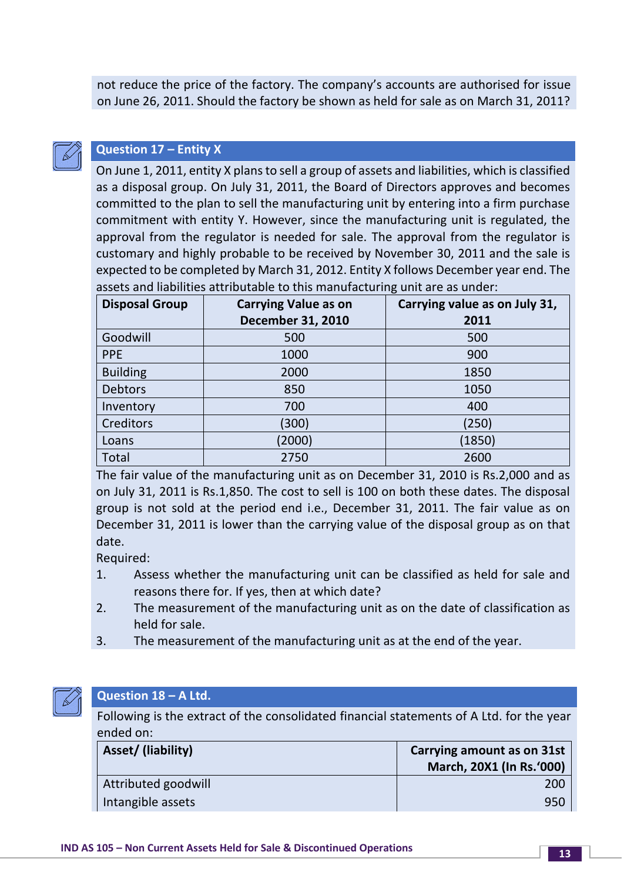not reduce the price of the factory. The company's accounts are authorised for issue on June 26, 2011. Should the factory be shown as held for sale as on March 31, 2011?

## Question 17 – Entity X

On June 1, 2011, entity X plans to sell a group of assets and liabilities, which is classified as a disposal group. On July 31, 2011, the Board of Directors approves and becomes committed to the plan to sell the manufacturing unit by entering into a firm purchase commitment with entity Y. However, since the manufacturing unit is regulated, the approval from the regulator is needed for sale. The approval from the regulator is customary and highly probable to be received by November 30, 2011 and the sale is expected to be completed by March 31, 2012. Entity X follows December year end. The assets and liabilities attributable to this manufacturing unit are as under:

| Disposal Group | Carrying Value as on December 31, 2010 | Carrying value as on July 31, 2011 |
|---|---|---|
| Goodwill | 500 | 500 |
| PPE | 1000 | 900 |
| Building | 2000 | 1850 |
| Debtors | 850 | 1050 |
| Inventory | 700 | 400 |
| Creditors | (300) | (250) |
| Loans | (2000) | (1850) |
| Total | 2750 | 2600 |

The fair value of the manufacturing unit as on December 31, 2010 is Rs.2,000 and as on July 31, 2011 is Rs.1,850. The cost to sell is 100 on both these dates. The disposal group is not sold at the period end i.e., December 31, 2011. The fair value as on December 31, 2011 is lower than the carrying value of the disposal group as on that date.

Required:

1. Assess whether the manufacturing unit can be classified as held for sale and reasons there for. If yes, then at which date?
2. The measurement of the manufacturing unit as on the date of classification as held for sale.
3. The measurement of the manufacturing unit as at the end of the year.

## Question 18 – A Ltd.

Following is the extract of the consolidated financial statements of A Ltd. for the year ended on:

| Asset/ (liability) | Carrying amount as on 31st March, 20X1 (In Rs.'000) |
|---|---|
| Attributed goodwill | 200 |
| Intangible assets | 950 |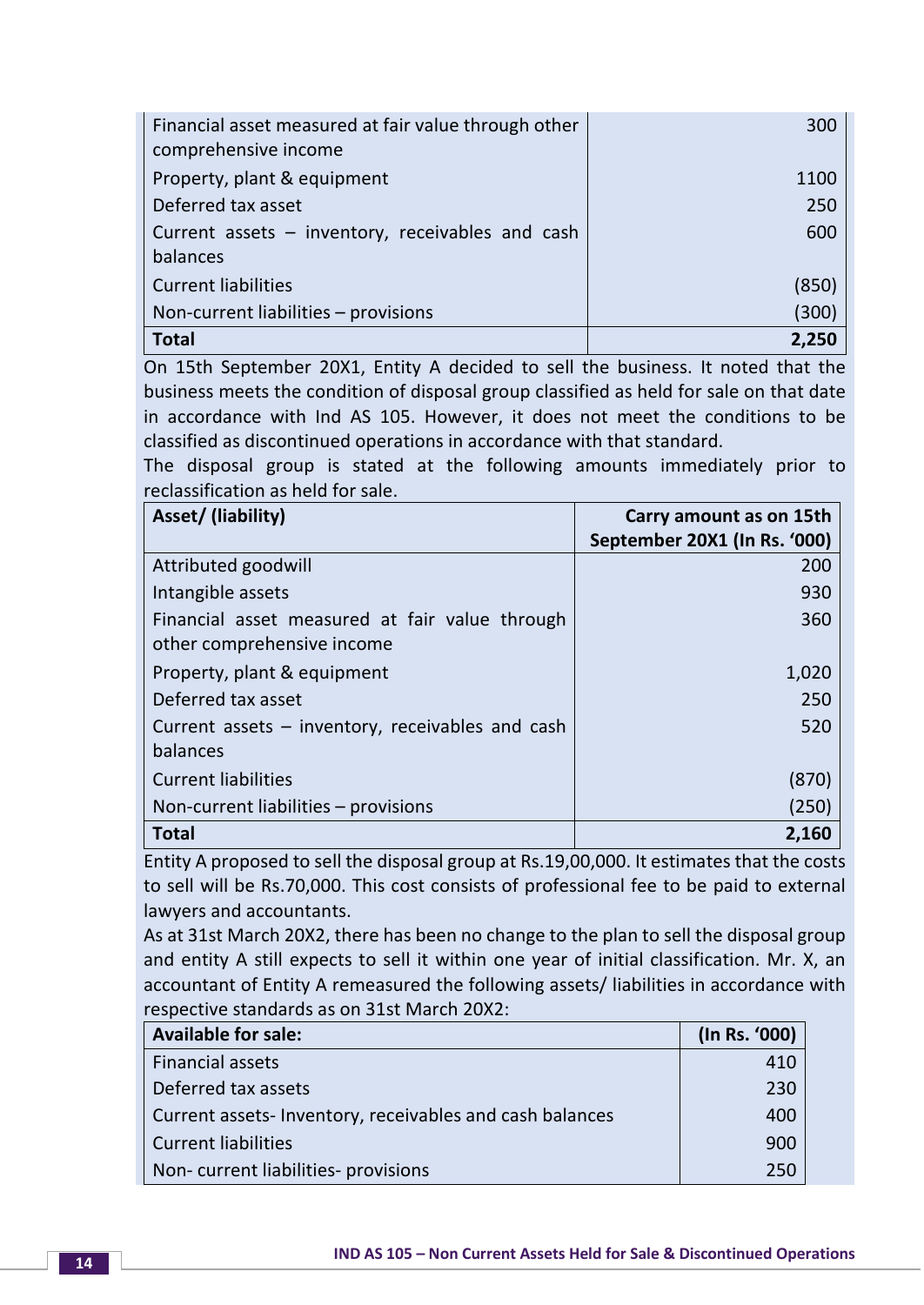| | |
|---|---:|
| Financial asset measured at fair value through other comprehensive income | 300 |
| Property, plant & equipment | 1100 |
| Deferred tax asset | 250 |
| Current assets – inventory, receivables and cash balances | 600 |
| Current liabilities | (850) |
| Non-current liabilities – provisions | (300) |
| **Total** | **2,250** |

On 15th September 20X1, Entity A decided to sell the business. It noted that the business meets the condition of disposal group classified as held for sale on that date in accordance with Ind AS 105. However, it does not meet the conditions to be classified as discontinued operations in accordance with that standard.

The disposal group is stated at the following amounts immediately prior to reclassification as held for sale.

| **Asset/ (liability)** | **Carry amount as on 15th September 20X1 (In Rs. '000)** |
|---|---:|
| Attributed goodwill | 200 |
| Intangible assets | 930 |
| Financial asset measured at fair value through other comprehensive income | 360 |
| Property, plant & equipment | 1,020 |
| Deferred tax asset | 250 |
| Current assets – inventory, receivables and cash balances | 520 |
| Current liabilities | (870) |
| Non-current liabilities – provisions | (250) |
| **Total** | **2,160** |

Entity A proposed to sell the disposal group at Rs.19,00,000. It estimates that the costs to sell will be Rs.70,000. This cost consists of professional fee to be paid to external lawyers and accountants.

As at 31st March 20X2, there has been no change to the plan to sell the disposal group and entity A still expects to sell it within one year of initial classification. Mr. X, an accountant of Entity A remeasured the following assets/ liabilities in accordance with respective standards as on 31st March 20X2:

| **Available for sale:** | **(In Rs. '000)** |
|---|---:|
| Financial assets | 410 |
| Deferred tax assets | 230 |
| Current assets- Inventory, receivables and cash balances | 400 |
| Current liabilities | 900 |
| Non- current liabilities- provisions | 250 |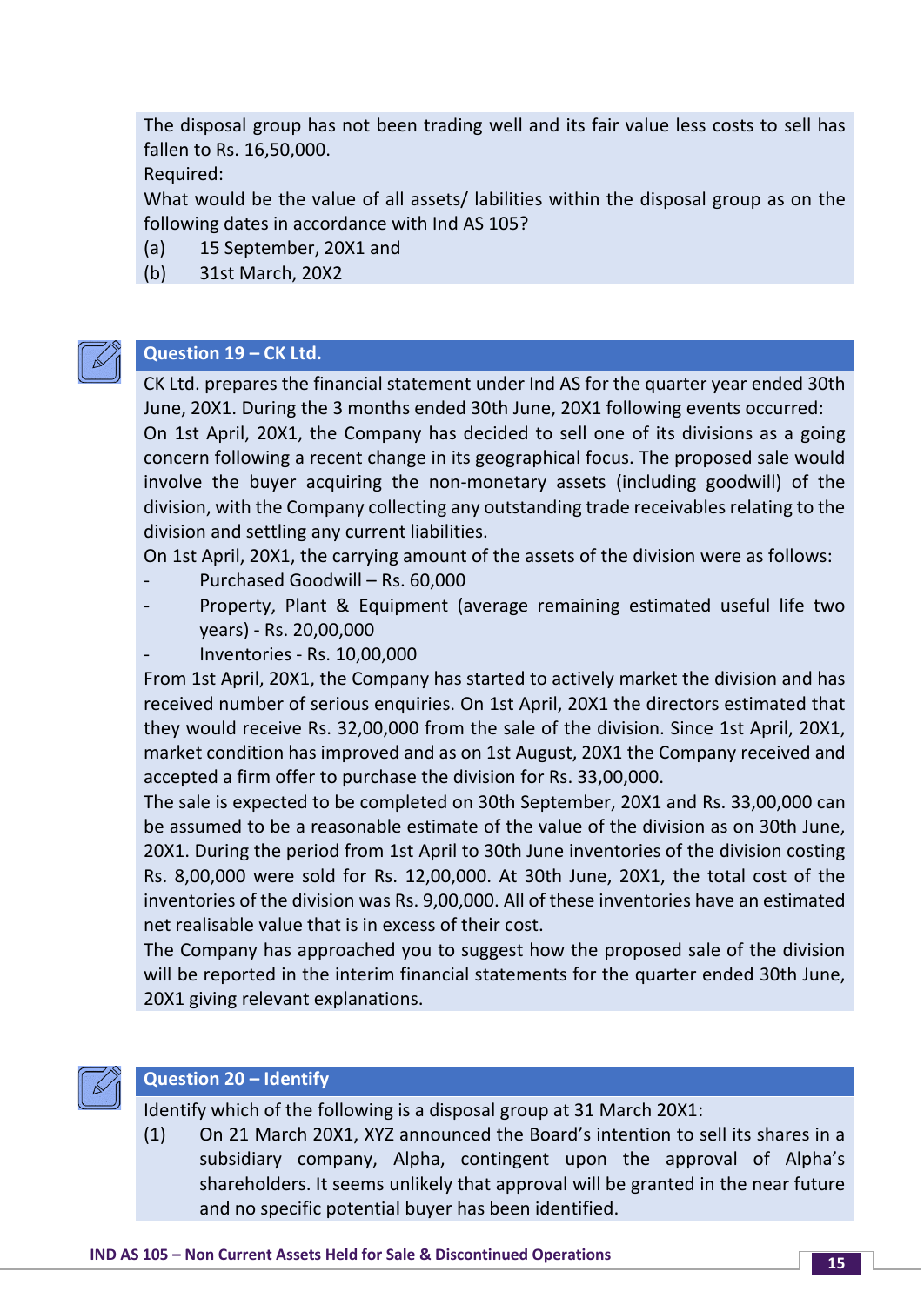The disposal group has not been trading well and its fair value less costs to sell has fallen to Rs. 16,50,000.

Required:

What would be the value of all assets/ labilities within the disposal group as on the following dates in accordance with Ind AS 105?

(a) 15 September, 20X1 and

(b) 31st March, 20X2

## Question 19 – CK Ltd.

CK Ltd. prepares the financial statement under Ind AS for the quarter year ended 30th June, 20X1. During the 3 months ended 30th June, 20X1 following events occurred:

On 1st April, 20X1, the Company has decided to sell one of its divisions as a going concern following a recent change in its geographical focus. The proposed sale would involve the buyer acquiring the non-monetary assets (including goodwill) of the division, with the Company collecting any outstanding trade receivables relating to the division and settling any current liabilities.

On 1st April, 20X1, the carrying amount of the assets of the division were as follows:

- Purchased Goodwill – Rs. 60,000
- Property, Plant & Equipment (average remaining estimated useful life two years) - Rs. 20,00,000
- Inventories - Rs. 10,00,000

From 1st April, 20X1, the Company has started to actively market the division and has received number of serious enquiries. On 1st April, 20X1 the directors estimated that they would receive Rs. 32,00,000 from the sale of the division. Since 1st April, 20X1, market condition has improved and as on 1st August, 20X1 the Company received and accepted a firm offer to purchase the division for Rs. 33,00,000.

The sale is expected to be completed on 30th September, 20X1 and Rs. 33,00,000 can be assumed to be a reasonable estimate of the value of the division as on 30th June, 20X1. During the period from 1st April to 30th June inventories of the division costing Rs. 8,00,000 were sold for Rs. 12,00,000. At 30th June, 20X1, the total cost of the inventories of the division was Rs. 9,00,000. All of these inventories have an estimated net realisable value that is in excess of their cost.

The Company has approached you to suggest how the proposed sale of the division will be reported in the interim financial statements for the quarter ended 30th June, 20X1 giving relevant explanations.

## Question 20 – Identify

Identify which of the following is a disposal group at 31 March 20X1:

(1) On 21 March 20X1, XYZ announced the Board's intention to sell its shares in a subsidiary company, Alpha, contingent upon the approval of Alpha's shareholders. It seems unlikely that approval will be granted in the near future and no specific potential buyer has been identified.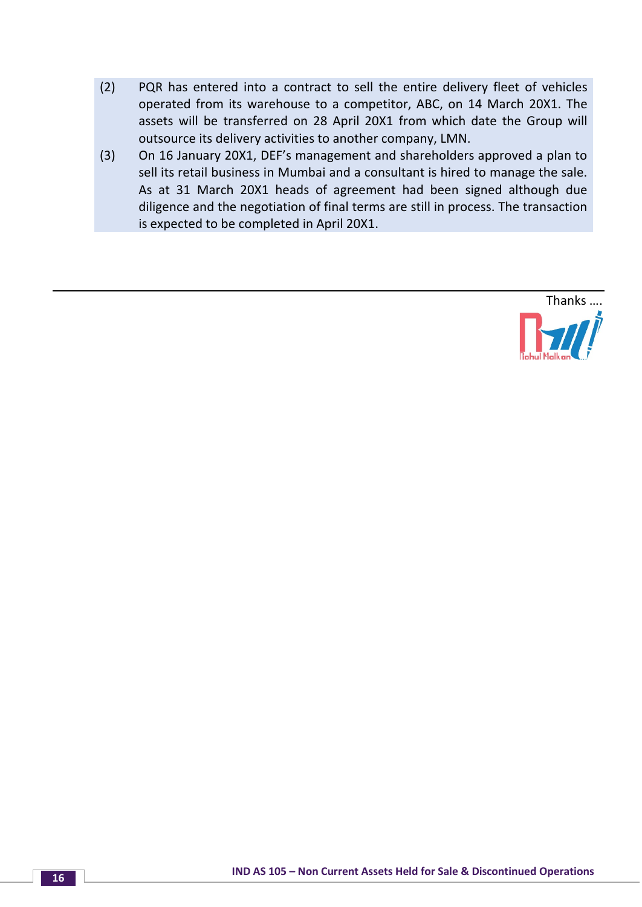(2) PQR has entered into a contract to sell the entire delivery fleet of vehicles operated from its warehouse to a competitor, ABC, on 14 March 20X1. The assets will be transferred on 28 April 20X1 from which date the Group will outsource its delivery activities to another company, LMN.

(3) On 16 January 20X1, DEF's management and shareholders approved a plan to sell its retail business in Mumbai and a consultant is hired to manage the sale. As at 31 March 20X1 heads of agreement had been signed although due diligence and the negotiation of final terms are still in process. The transaction is expected to be completed in April 20X1.

---

Thanks ….

Rahul Malkan